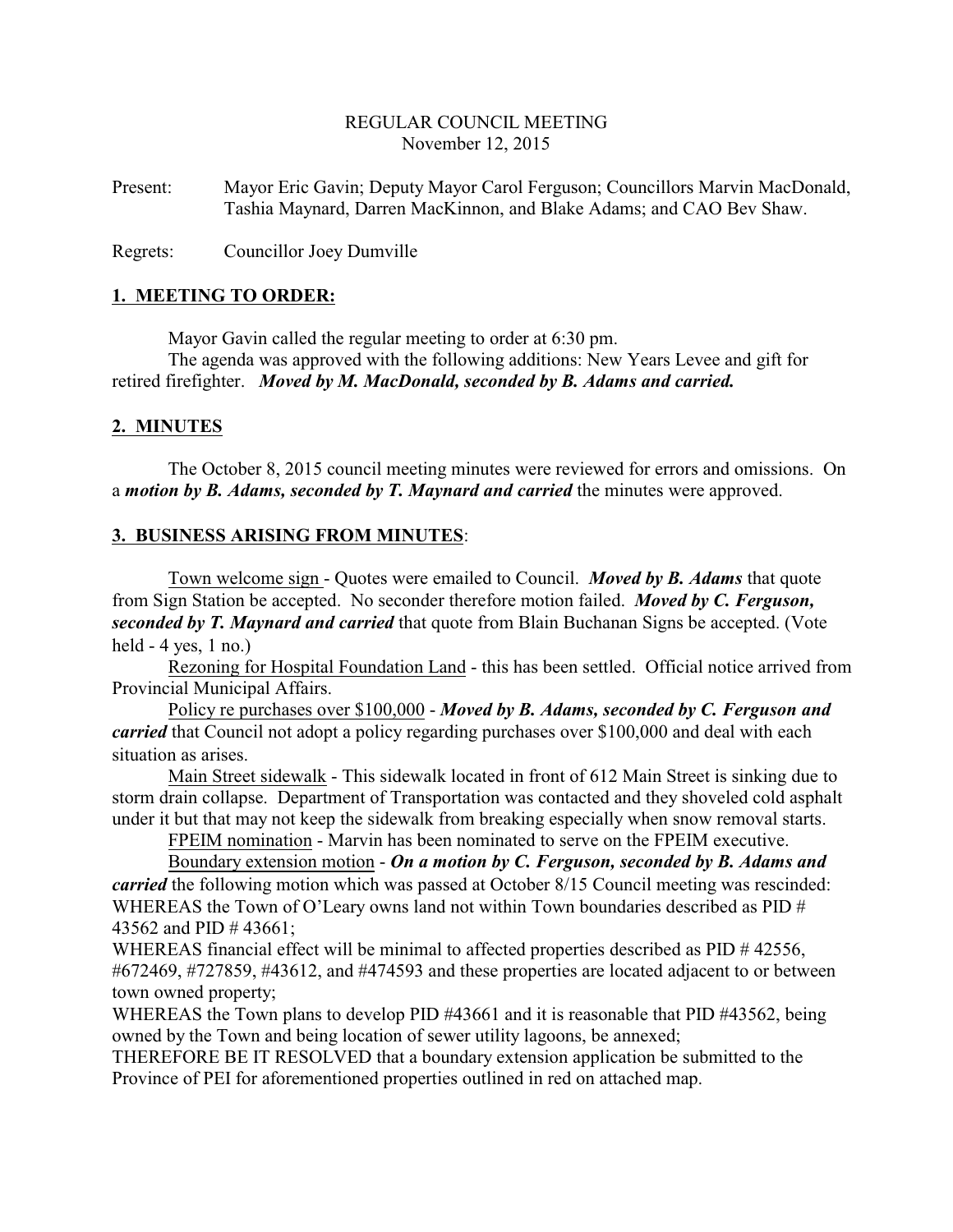REGULAR COUNCIL MEETING
November 12, 2015

Present: Mayor Eric Gavin; Deputy Mayor Carol Ferguson; Councillors Marvin MacDonald, Tashia Maynard, Darren MacKinnon, and Blake Adams; and CAO Bev Shaw.

Regrets: Councillor Joey Dumville

## 1. MEETING TO ORDER:

Mayor Gavin called the regular meeting to order at 6:30 pm.

The agenda was approved with the following additions: New Years Levee and gift for retired firefighter. ***Moved by M. MacDonald, seconded by B. Adams and carried.***

## 2. MINUTES

The October 8, 2015 council meeting minutes were reviewed for errors and omissions. On a ***motion by B. Adams, seconded by T. Maynard and carried*** the minutes were approved.

## 3. BUSINESS ARISING FROM MINUTES:

Town welcome sign - Quotes were emailed to Council. ***Moved by B. Adams*** that quote from Sign Station be accepted. No seconder therefore motion failed. ***Moved by C. Ferguson, seconded by T. Maynard and carried*** that quote from Blain Buchanan Signs be accepted. (Vote held - 4 yes, 1 no.)

Rezoning for Hospital Foundation Land - this has been settled. Official notice arrived from Provincial Municipal Affairs.

Policy re purchases over $100,000 - ***Moved by B. Adams, seconded by C. Ferguson and carried*** that Council not adopt a policy regarding purchases over $100,000 and deal with each situation as arises.

Main Street sidewalk - This sidewalk located in front of 612 Main Street is sinking due to storm drain collapse. Department of Transportation was contacted and they shoveled cold asphalt under it but that may not keep the sidewalk from breaking especially when snow removal starts.

FPEIM nomination - Marvin has been nominated to serve on the FPEIM executive.

Boundary extension motion - ***On a motion by C. Ferguson, seconded by B. Adams and carried*** the following motion which was passed at October 8/15 Council meeting was rescinded:

WHEREAS the Town of O'Leary owns land not within Town boundaries described as PID # 43562 and PID # 43661;

WHEREAS financial effect will be minimal to affected properties described as PID # 42556, #672469, #727859, #43612, and #474593 and these properties are located adjacent to or between town owned property;

WHEREAS the Town plans to develop PID #43661 and it is reasonable that PID #43562, being owned by the Town and being location of sewer utility lagoons, be annexed;

THEREFORE BE IT RESOLVED that a boundary extension application be submitted to the Province of PEI for aforementioned properties outlined in red on attached map.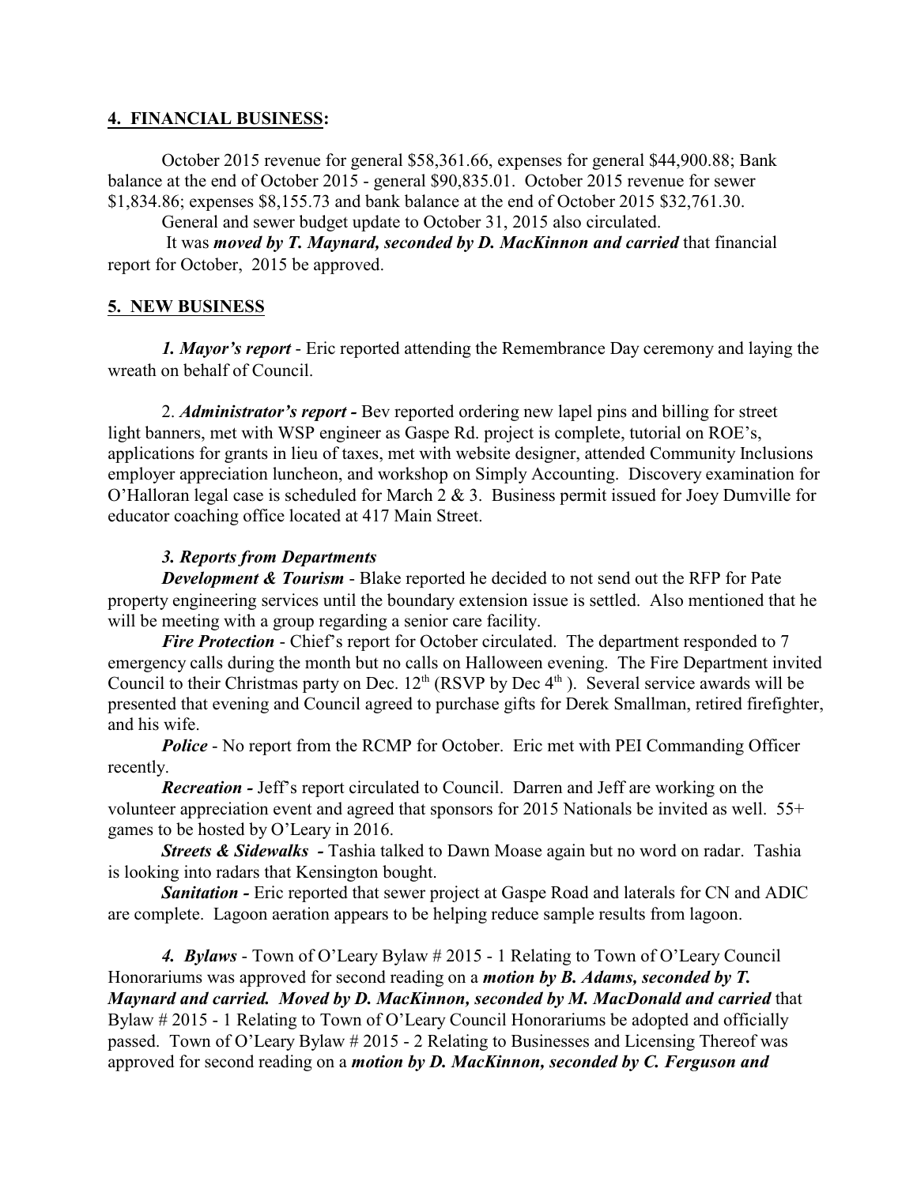## 4. FINANCIAL BUSINESS:

October 2015 revenue for general $58,361.66, expenses for general $44,900.88; Bank balance at the end of October 2015 - general $90,835.01. October 2015 revenue for sewer $1,834.86; expenses $8,155.73 and bank balance at the end of October 2015 $32,761.30.

General and sewer budget update to October 31, 2015 also circulated.

It was ***moved by T. Maynard, seconded by D. MacKinnon and carried*** that financial report for October, 2015 be approved.

## 5. NEW BUSINESS

***1. Mayor's report*** - Eric reported attending the Remembrance Day ceremony and laying the wreath on behalf of Council.

2. ***Administrator's report -*** Bev reported ordering new lapel pins and billing for street light banners, met with WSP engineer as Gaspe Rd. project is complete, tutorial on ROE's, applications for grants in lieu of taxes, met with website designer, attended Community Inclusions employer appreciation luncheon, and workshop on Simply Accounting. Discovery examination for O'Halloran legal case is scheduled for March 2 & 3. Business permit issued for Joey Dumville for educator coaching office located at 417 Main Street.

***3. Reports from Departments***

***Development & Tourism*** - Blake reported he decided to not send out the RFP for Pate property engineering services until the boundary extension issue is settled. Also mentioned that he will be meeting with a group regarding a senior care facility.

***Fire Protection*** - Chief's report for October circulated. The department responded to 7 emergency calls during the month but no calls on Halloween evening. The Fire Department invited Council to their Christmas party on Dec. 12th (RSVP by Dec 4th ). Several service awards will be presented that evening and Council agreed to purchase gifts for Derek Smallman, retired firefighter, and his wife.

***Police*** - No report from the RCMP for October. Eric met with PEI Commanding Officer recently.

***Recreation -*** Jeff's report circulated to Council. Darren and Jeff are working on the volunteer appreciation event and agreed that sponsors for 2015 Nationals be invited as well. 55+ games to be hosted by O'Leary in 2016.

***Streets & Sidewalks -*** Tashia talked to Dawn Moase again but no word on radar. Tashia is looking into radars that Kensington bought.

***Sanitation -*** Eric reported that sewer project at Gaspe Road and laterals for CN and ADIC are complete. Lagoon aeration appears to be helping reduce sample results from lagoon.

***4. Bylaws*** - Town of O'Leary Bylaw # 2015 - 1 Relating to Town of O'Leary Council Honorariums was approved for second reading on a ***motion by B. Adams, seconded by T. Maynard and carried. Moved by D. MacKinnon, seconded by M. MacDonald and carried*** that Bylaw # 2015 - 1 Relating to Town of O'Leary Council Honorariums be adopted and officially passed. Town of O'Leary Bylaw # 2015 - 2 Relating to Businesses and Licensing Thereof was approved for second reading on a ***motion by D. MacKinnon, seconded by C. Ferguson and***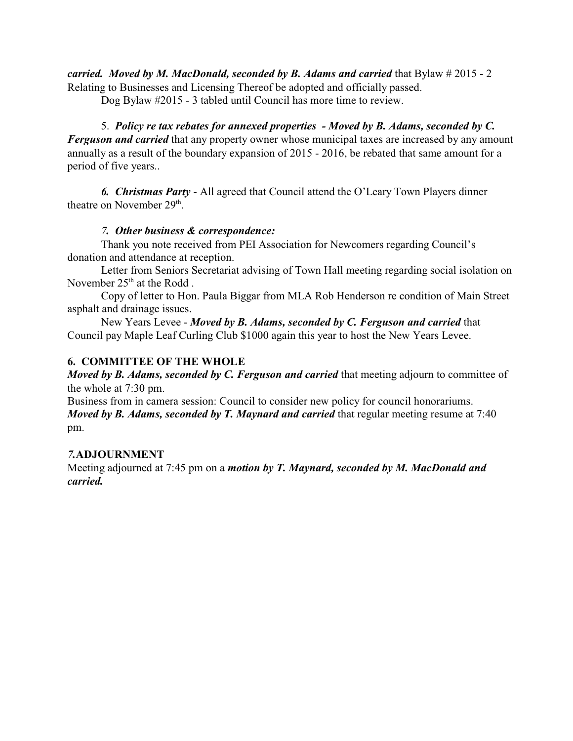***carried. Moved by M. MacDonald, seconded by B. Adams and carried*** that Bylaw # 2015 - 2 Relating to Businesses and Licensing Thereof be adopted and officially passed.

Dog Bylaw #2015 - 3 tabled until Council has more time to review.

5. ***Policy re tax rebates for annexed properties - Moved by B. Adams, seconded by C. Ferguson and carried*** that any property owner whose municipal taxes are increased by any amount annually as a result of the boundary expansion of 2015 - 2016, be rebated that same amount for a period of five years..

***6. Christmas Party*** - All agreed that Council attend the O'Leary Town Players dinner theatre on November 29th.

***7. Other business & correspondence:***

Thank you note received from PEI Association for Newcomers regarding Council's donation and attendance at reception.

Letter from Seniors Secretariat advising of Town Hall meeting regarding social isolation on November 25th at the Rodd .

Copy of letter to Hon. Paula Biggar from MLA Rob Henderson re condition of Main Street asphalt and drainage issues.

New Years Levee - ***Moved by B. Adams, seconded by C. Ferguson and carried*** that Council pay Maple Leaf Curling Club $1000 again this year to host the New Years Levee.

## 6. COMMITTEE OF THE WHOLE

***Moved by B. Adams, seconded by C. Ferguson and carried*** that meeting adjourn to committee of the whole at 7:30 pm.

Business from in camera session: Council to consider new policy for council honorariums.

***Moved by B. Adams, seconded by T. Maynard and carried*** that regular meeting resume at 7:40 pm.

## *7.*ADJOURNMENT

Meeting adjourned at 7:45 pm on a ***motion by T. Maynard, seconded by M. MacDonald and carried.***